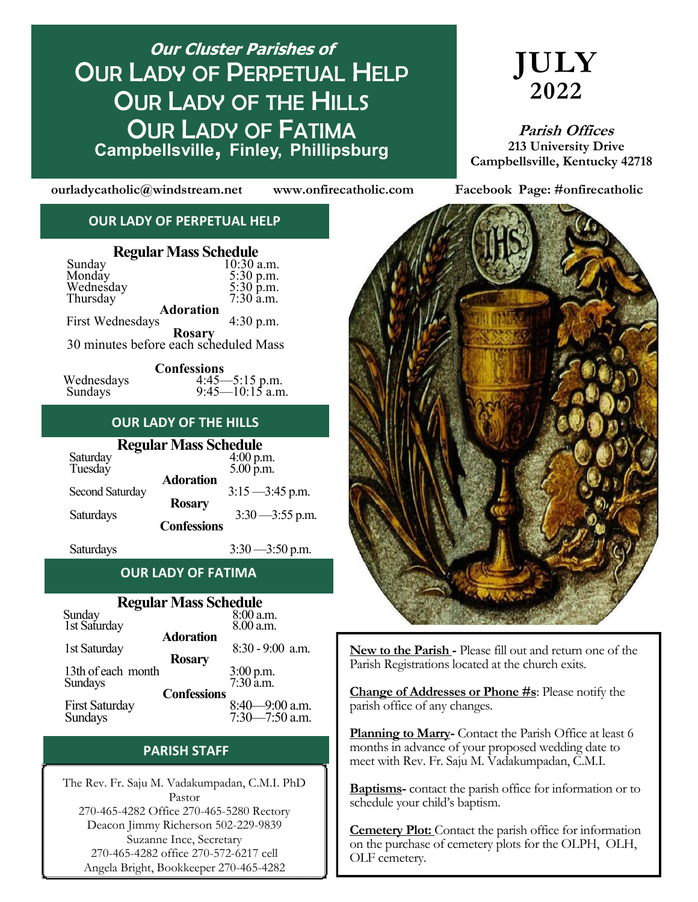*Our Cluster Parishes of*

# Our Lady of Perpetual Help
# Our Lady of the Hills
# Our Lady of Fatima

**Campbellsville, Finley, Phillipsburg**

# JULY 2022

***Parish Offices***
**213 University Drive**
**Campbellsville, Kentucky 42718**

**ourladycatholic@windstream.net** **www.onfirecatholic.com** **Facebook Page: #onfirecatholic**

## OUR LADY OF PERPETUAL HELP

**Regular Mass Schedule**

| | |
|---|---|
| Sunday | 10:30 a.m. |
| Monday | 5:30 p.m. |
| Wednesday | 5:30 p.m. |
| Thursday | 7:30 a.m. |

**Adoration**

First Wednesdays 4:30 p.m.

**Rosary**

30 minutes before each scheduled Mass

**Confessions**

| | |
|---|---|
| Wednesdays | 4:45—5:15 p.m. |
| Sundays | 9:45—10:15 a.m. |

## OUR LADY OF THE HILLS

**Regular Mass Schedule**

| | |
|---|---|
| Saturday | 4:00 p.m. |
| Tuesday | 5.00 p.m. |

**Adoration**

Second Saturday 3:15 —3:45 p.m.

**Rosary**

Saturdays 3:30 —3:55 p.m.

**Confessions**

Saturdays 3:30 —3:50 p.m.

## OUR LADY OF FATIMA

**Regular Mass Schedule**

| | |
|---|---|
| Sunday | 8:00 a.m. |
| 1st Saturday | 8.00 a.m. |

**Adoration**

1st Saturday 8:30 - 9:00 a.m.

**Rosary**

| | |
|---|---|
| 13th of each month | 3:00 p.m. |
| Sundays | 7:30 a.m. |

**Confessions**

| | |
|---|---|
| First Saturday | 8:40—9:00 a.m. |
| Sundays | 7:30—7:50 a.m. |

## PARISH STAFF

The Rev. Fr. Saju M. Vadakumpadan, C.M.I. PhD
Pastor
270-465-4282 Office 270-465-5280 Rectory
Deacon Jimmy Richerson 502-229-9839
Suzanne Ince, Secretary
270-465-4282 office 270-572-6217 cell
Angela Bright, Bookkeeper 270-465-4282

**New to the Parish -** Please fill out and return one of the Parish Registrations located at the church exits.

**Change of Addresses or Phone #s**: Please notify the parish office of any changes.

**Planning to Marry-** Contact the Parish Office at least 6 months in advance of your proposed wedding date to meet with Rev. Fr. Saju M. Vadakumpadan, C.M.I.

**Baptisms-** contact the parish office for information or to schedule your child's baptism.

**Cemetery Plot:** Contact the parish office for information on the purchase of cemetery plots for the OLPH, OLH, OLF cemetery.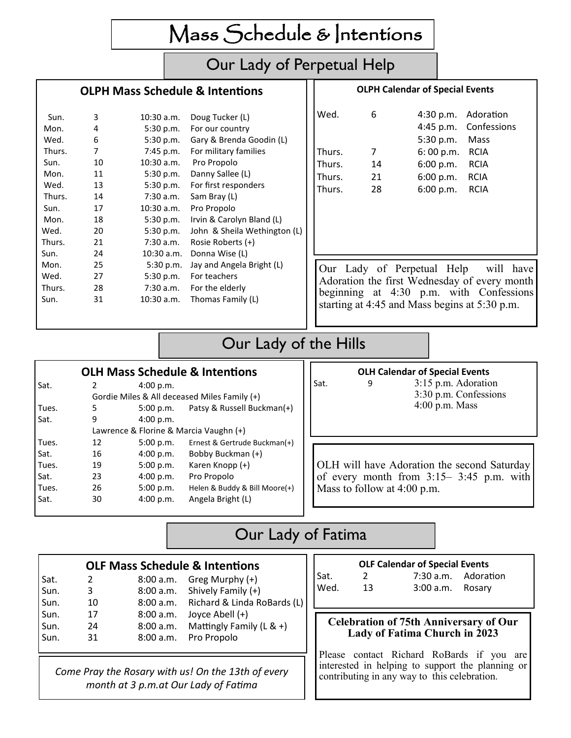# Mass Schedule & Intentions

## Our Lady of Perpetual Help

### OLPH Mass Schedule & Intentions

| | | | |
|---|---|---|---|
| Sun. | 3 | 10:30 a.m. | Doug Tucker (L) |
| Mon. | 4 | 5:30 p.m. | For our country |
| Wed. | 6 | 5:30 p.m. | Gary & Brenda Goodin (L) |
| Thurs. | 7 | 7:45 p.m. | For military families |
| Sun. | 10 | 10:30 a.m. | Pro Propolo |
| Mon. | 11 | 5:30 p.m. | Danny Sallee (L) |
| Wed. | 13 | 5:30 p.m. | For first responders |
| Thurs. | 14 | 7:30 a.m. | Sam Bray (L) |
| Sun. | 17 | 10:30 a.m. | Pro Propolo |
| Mon. | 18 | 5:30 p.m. | Irvin & Carolyn Bland (L) |
| Wed. | 20 | 5:30 p.m. | John & Sheila Wethington (L) |
| Thurs. | 21 | 7:30 a.m. | Rosie Roberts (+) |
| Sun. | 24 | 10:30 a.m. | Donna Wise (L) |
| Mon. | 25 | 5:30 p.m. | Jay and Angela Bright (L) |
| Wed. | 27 | 5:30 p.m. | For teachers |
| Thurs. | 28 | 7:30 a.m. | For the elderly |
| Sun. | 31 | 10:30 a.m. | Thomas Family (L) |

### OLPH Calendar of Special Events

| | | | |
|---|---|---|---|
| Wed. | 6 | 4:30 p.m. | Adoration |
| | | 4:45 p.m. | Confessions |
| | | 5:30 p.m. | Mass |
| Thurs. | 7 | 6: 00 p.m. | RCIA |
| Thurs. | 14 | 6:00 p.m. | RCIA |
| Thurs. | 21 | 6:00 p.m. | RCIA |
| Thurs. | 28 | 6:00 p.m. | RCIA |

Our Lady of Perpetual Help will have Adoration the first Wednesday of every month beginning at 4:30 p.m. with Confessions starting at 4:45 and Mass begins at 5:30 p.m.

## Our Lady of the Hills

### OLH Mass Schedule & Intentions

| | | | |
|---|---|---|---|
| Sat. | 2 | 4:00 p.m. | Gordie Miles & All deceased Miles Family (+) |
| Tues. | 5 | 5:00 p.m. | Patsy & Russell Buckman(+) |
| Sat. | 9 | 4:00 p.m. | Lawrence & Florine & Marcia Vaughn (+) |
| Tues. | 12 | 5:00 p.m. | Ernest & Gertrude Buckman(+) |
| Sat. | 16 | 4:00 p.m. | Bobby Buckman (+) |
| Tues. | 19 | 5:00 p.m. | Karen Knopp (+) |
| Sat. | 23 | 4:00 p.m. | Pro Propolo |
| Tues. | 26 | 5:00 p.m. | Helen & Buddy & Bill Moore(+) |
| Sat. | 30 | 4:00 p.m. | Angela Bright (L) |

### OLH Calendar of Special Events

| | | | |
|---|---|---|---|
| Sat. | 9 | 3:15 p.m. | Adoration |
| | | 3:30 p.m. | Confessions |
| | | 4:00 p.m. | Mass |

OLH will have Adoration the second Saturday of every month from 3:15– 3:45 p.m. with Mass to follow at 4:00 p.m.

## Our Lady of Fatima

### OLF Mass Schedule & Intentions

| | | | |
|---|---|---|---|
| Sat. | 2 | 8:00 a.m. | Greg Murphy (+) |
| Sun. | 3 | 8:00 a.m. | Shively Family (+) |
| Sun. | 10 | 8:00 a.m. | Richard & Linda RoBards (L) |
| Sun. | 17 | 8:00 a.m. | Joyce Abell (+) |
| Sun. | 24 | 8:00 a.m. | Mattingly Family (L & +) |
| Sun. | 31 | 8:00 a.m. | Pro Propolo |

*Come Pray the Rosary with us! On the 13th of every month at 3 p.m.at Our Lady of Fatima*

### OLF Calendar of Special Events

| | | | |
|---|---|---|---|
| Sat. | 2 | 7:30 a.m. | Adoration |
| Wed. | 13 | 3:00 a.m. | Rosary |

**Celebration of 75th Anniversary of Our Lady of Fatima Church in 2023**

Please contact Richard RoBards if you are interested in helping to support the planning or contributing in any way to this celebration.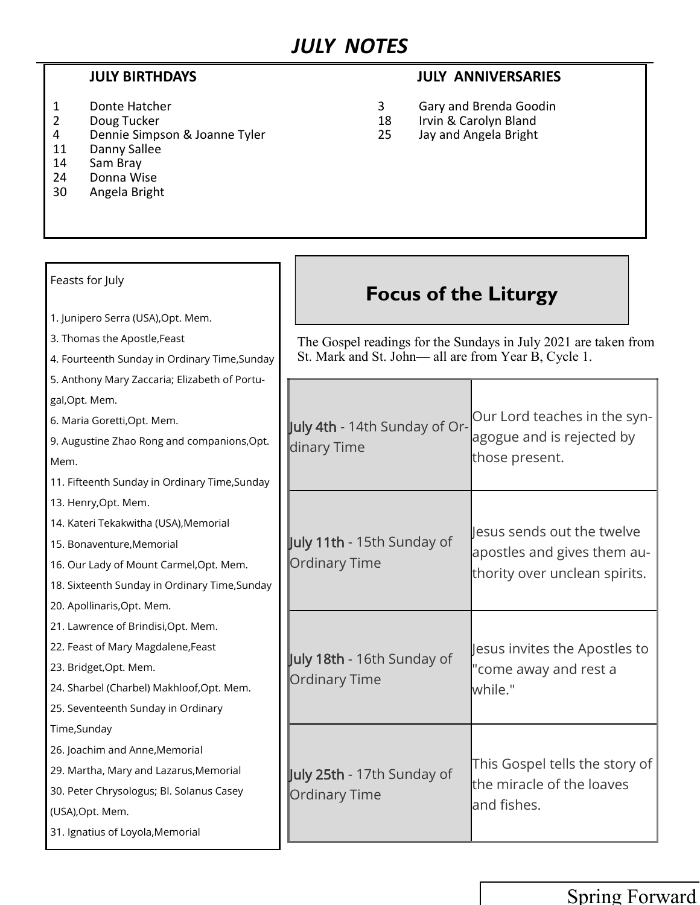# *JULY NOTES*

| JULY BIRTHDAYS | |
|---|---|
| 1 | Donte Hatcher |
| 2 | Doug Tucker |
| 4 | Dennie Simpson & Joanne Tyler |
| 11 | Danny Sallee |
| 14 | Sam Bray |
| 24 | Donna Wise |
| 30 | Angela Bright |

| JULY ANNIVERSARIES | |
|---|---|
| 3 | Gary and Brenda Goodin |
| 18 | Irvin & Carolyn Bland |
| 25 | Jay and Angela Bright |

Feasts for July

1. Junipero Serra (USA),Opt. Mem.
3. Thomas the Apostle,Feast
4. Fourteenth Sunday in Ordinary Time,Sunday
5. Anthony Mary Zaccaria; Elizabeth of Portugal,Opt. Mem.
6. Maria Goretti,Opt. Mem.
9. Augustine Zhao Rong and companions,Opt. Mem.
11. Fifteenth Sunday in Ordinary Time,Sunday
13. Henry,Opt. Mem.
14. Kateri Tekakwitha (USA),Memorial
15. Bonaventure,Memorial
16. Our Lady of Mount Carmel,Opt. Mem.
18. Sixteenth Sunday in Ordinary Time,Sunday
20. Apollinaris,Opt. Mem.
21. Lawrence of Brindisi,Opt. Mem.
22. Feast of Mary Magdalene,Feast
23. Bridget,Opt. Mem.
24. Sharbel (Charbel) Makhloof,Opt. Mem.
25. Seventeenth Sunday in Ordinary Time,Sunday
26. Joachim and Anne,Memorial
29. Martha, Mary and Lazarus,Memorial
30. Peter Chrysologus; Bl. Solanus Casey (USA),Opt. Mem.
31. Ignatius of Loyola,Memorial

## Focus of the Liturgy

The Gospel readings for the Sundays in July 2021 are taken from St. Mark and St. John— all are from Year B, Cycle 1.

| | |
|---|---|
| July 4th - 14th Sunday of Ordinary Time | Our Lord teaches in the synagogue and is rejected by those present. |
| July 11th - 15th Sunday of Ordinary Time | Jesus sends out the twelve apostles and gives them authority over unclean spirits. |
| July 18th - 16th Sunday of Ordinary Time | Jesus invites the Apostles to "come away and rest a while." |
| July 25th - 17th Sunday of Ordinary Time | This Gospel tells the story of the miracle of the loaves and fishes. |

Spring Forward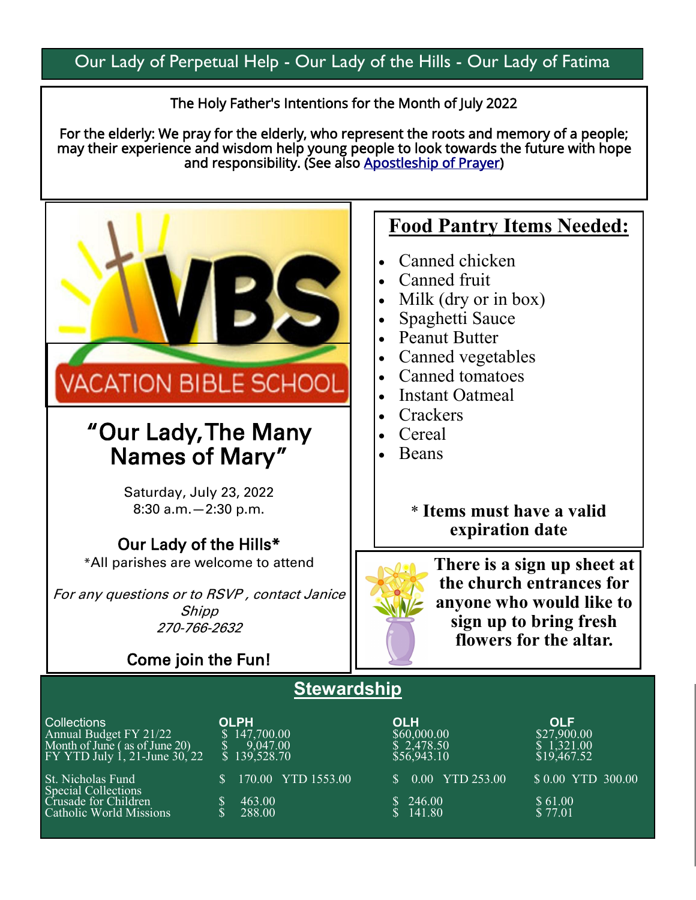# Our Lady of Perpetual Help - Our Lady of the Hills - Our Lady of Fatima

The Holy Father's Intentions for the Month of July 2022

For the elderly: We pray for the elderly, who represent the roots and memory of a people; may their experience and wisdom help young people to look towards the future with hope and responsibility. (See also Apostleship of Prayer)

VBS
VACATION BIBLE SCHOOL

## "Our Lady, The Many Names of Mary"

Saturday, July 23, 2022
8:30 a.m.—2:30 p.m.

**Our Lady of the Hills***
*All parishes are welcome to attend

*For any questions or to RSVP, contact Janice Shipp*
*270-766-2632*

**Come join the Fun!**

## Food Pantry Items Needed:

- Canned chicken
- Canned fruit
- Milk (dry or in box)
- Spaghetti Sauce
- Peanut Butter
- Canned vegetables
- Canned tomatoes
- Instant Oatmeal
- Crackers
- Cereal
- Beans

**\* Items must have a valid expiration date**

**There is a sign up sheet at the church entrances for anyone who would like to sign up to bring fresh flowers for the altar.**

## Stewardship

| Collections | OLPH | OLH | OLF |
|---|---|---|---|
| Annual Budget FY 21/22 | $ 147,700.00 | $60,000.00 | $27,900.00 |
| Month of June ( as of June 20) | $ 9,047.00 | $ 2,478.50 | $ 1,321.00 |
| FY YTD July 1, 21-June 30, 22 | $ 139,528.70 | $56,943.10 | $19,467.52 |
| St. Nicholas Fund | $ 170.00 YTD 1553.00 | $ 0.00 YTD 253.00 | $ 0.00 YTD 300.00 |
| Special Collections | | | |
| Crusade for Children | $ 463.00 | $ 246.00 | $ 61.00 |
| Catholic World Missions | $ 288.00 | $ 141.80 | $ 77.01 |